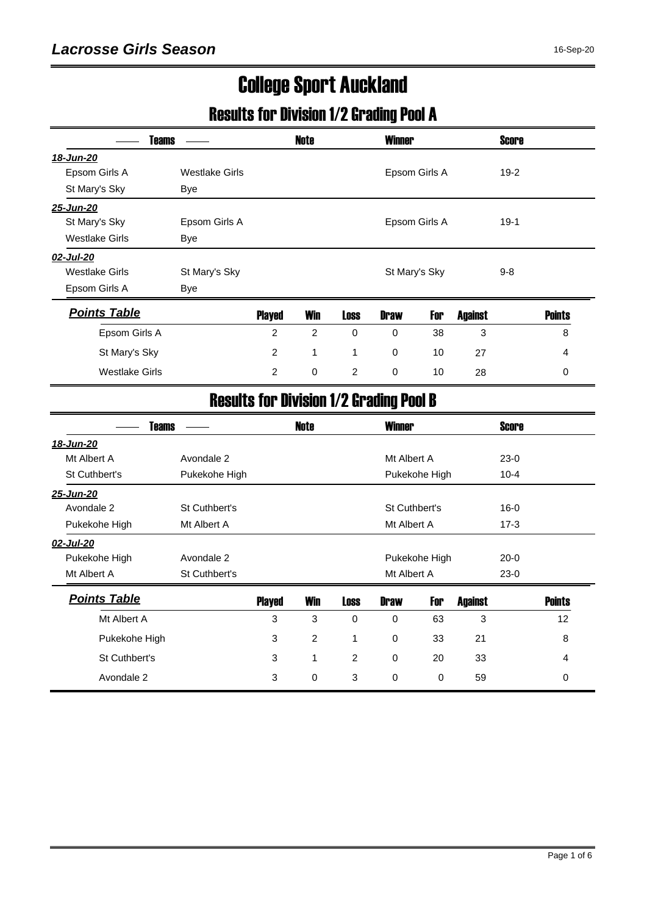# Lacrosse Girls Season

16-Sep-20

# College Sport Auckland

## Results for Division 1/2 Grading Pool A

| Teams | | Note | Winner | Score |
|---|---|---|---|---|
| ***18-Jun-20*** | | | | |
| Epsom Girls A | Westlake Girls | | Epsom Girls A | 19-2 |
| St Mary's Sky | Bye | | | |
| ***25-Jun-20*** | | | | |
| St Mary's Sky | Epsom Girls A | | Epsom Girls A | 19-1 |
| Westlake Girls | Bye | | | |
| ***02-Jul-20*** | | | | |
| Westlake Girls | St Mary's Sky | | St Mary's Sky | 9-8 |
| Epsom Girls A | Bye | | | |

| ***Points Table*** | Played | Win | Loss | Draw | For | Against | Points |
|---|---|---|---|---|---|---|---|
| Epsom Girls A | 2 | 2 | 0 | 0 | 38 | 3 | 8 |
| St Mary's Sky | 2 | 1 | 1 | 0 | 10 | 27 | 4 |
| Westlake Girls | 2 | 0 | 2 | 0 | 10 | 28 | 0 |

## Results for Division 1/2 Grading Pool B

| Teams | | Note | Winner | Score |
|---|---|---|---|---|
| ***18-Jun-20*** | | | | |
| Mt Albert A | Avondale 2 | | Mt Albert A | 23-0 |
| St Cuthbert's | Pukekohe High | | Pukekohe High | 10-4 |
| ***25-Jun-20*** | | | | |
| Avondale 2 | St Cuthbert's | | St Cuthbert's | 16-0 |
| Pukekohe High | Mt Albert A | | Mt Albert A | 17-3 |
| ***02-Jul-20*** | | | | |
| Pukekohe High | Avondale 2 | | Pukekohe High | 20-0 |
| Mt Albert A | St Cuthbert's | | Mt Albert A | 23-0 |

| ***Points Table*** | Played | Win | Loss | Draw | For | Against | Points |
|---|---|---|---|---|---|---|---|
| Mt Albert A | 3 | 3 | 0 | 0 | 63 | 3 | 12 |
| Pukekohe High | 3 | 2 | 1 | 0 | 33 | 21 | 8 |
| St Cuthbert's | 3 | 1 | 2 | 0 | 20 | 33 | 4 |
| Avondale 2 | 3 | 0 | 3 | 0 | 0 | 59 | 0 |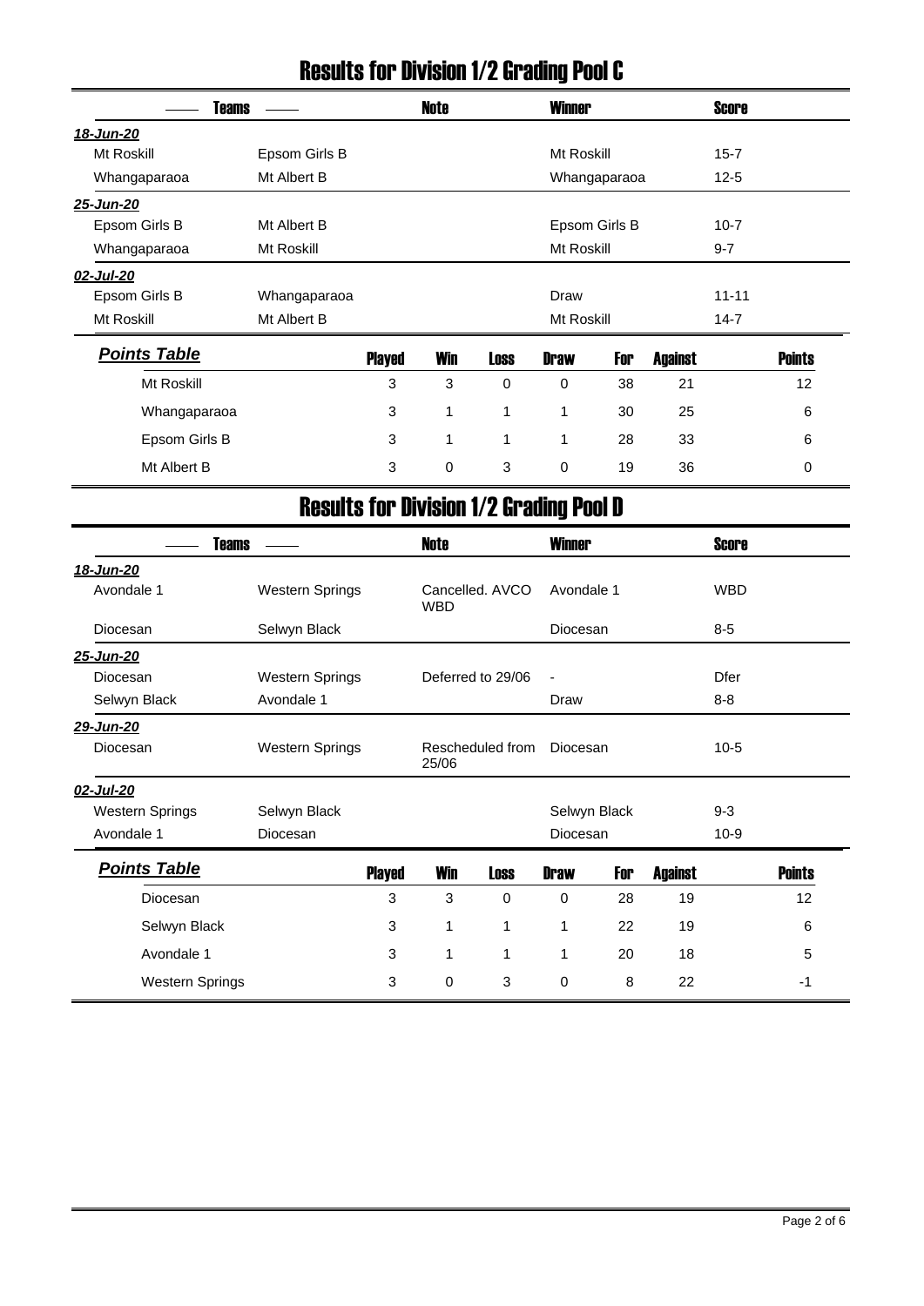# Results for Division 1/2 Grading Pool C

| Teams | | Note | Winner | Score |
|---|---|---|---|---|
| ***18-Jun-20*** | | | | |
| Mt Roskill | Epsom Girls B | | Mt Roskill | 15-7 |
| Whangaparaoa | Mt Albert B | | Whangaparaoa | 12-5 |
| ***25-Jun-20*** | | | | |
| Epsom Girls B | Mt Albert B | | Epsom Girls B | 10-7 |
| Whangaparaoa | Mt Roskill | | Mt Roskill | 9-7 |
| ***02-Jul-20*** | | | | |
| Epsom Girls B | Whangaparaoa | | Draw | 11-11 |
| Mt Roskill | Mt Albert B | | Mt Roskill | 14-7 |

| ***Points Table*** | Played | Win | Loss | Draw | For | Against | Points |
|---|---|---|---|---|---|---|---|
| Mt Roskill | 3 | 3 | 0 | 0 | 38 | 21 | 12 |
| Whangaparaoa | 3 | 1 | 1 | 1 | 30 | 25 | 6 |
| Epsom Girls B | 3 | 1 | 1 | 1 | 28 | 33 | 6 |
| Mt Albert B | 3 | 0 | 3 | 0 | 19 | 36 | 0 |

# Results for Division 1/2 Grading Pool D

| Teams | | Note | Winner | Score |
|---|---|---|---|---|
| ***18-Jun-20*** | | | | |
| Avondale 1 | Western Springs | Cancelled. AVCO WBD | Avondale 1 | WBD |
| Diocesan | Selwyn Black | | Diocesan | 8-5 |
| ***25-Jun-20*** | | | | |
| Diocesan | Western Springs | Deferred to 29/06 | - | Dfer |
| Selwyn Black | Avondale 1 | | Draw | 8-8 |
| ***29-Jun-20*** | | | | |
| Diocesan | Western Springs | Rescheduled from 25/06 | Diocesan | 10-5 |
| ***02-Jul-20*** | | | | |
| Western Springs | Selwyn Black | | Selwyn Black | 9-3 |
| Avondale 1 | Diocesan | | Diocesan | 10-9 |

| ***Points Table*** | Played | Win | Loss | Draw | For | Against | Points |
|---|---|---|---|---|---|---|---|
| Diocesan | 3 | 3 | 0 | 0 | 28 | 19 | 12 |
| Selwyn Black | 3 | 1 | 1 | 1 | 22 | 19 | 6 |
| Avondale 1 | 3 | 1 | 1 | 1 | 20 | 18 | 5 |
| Western Springs | 3 | 0 | 3 | 0 | 8 | 22 | -1 |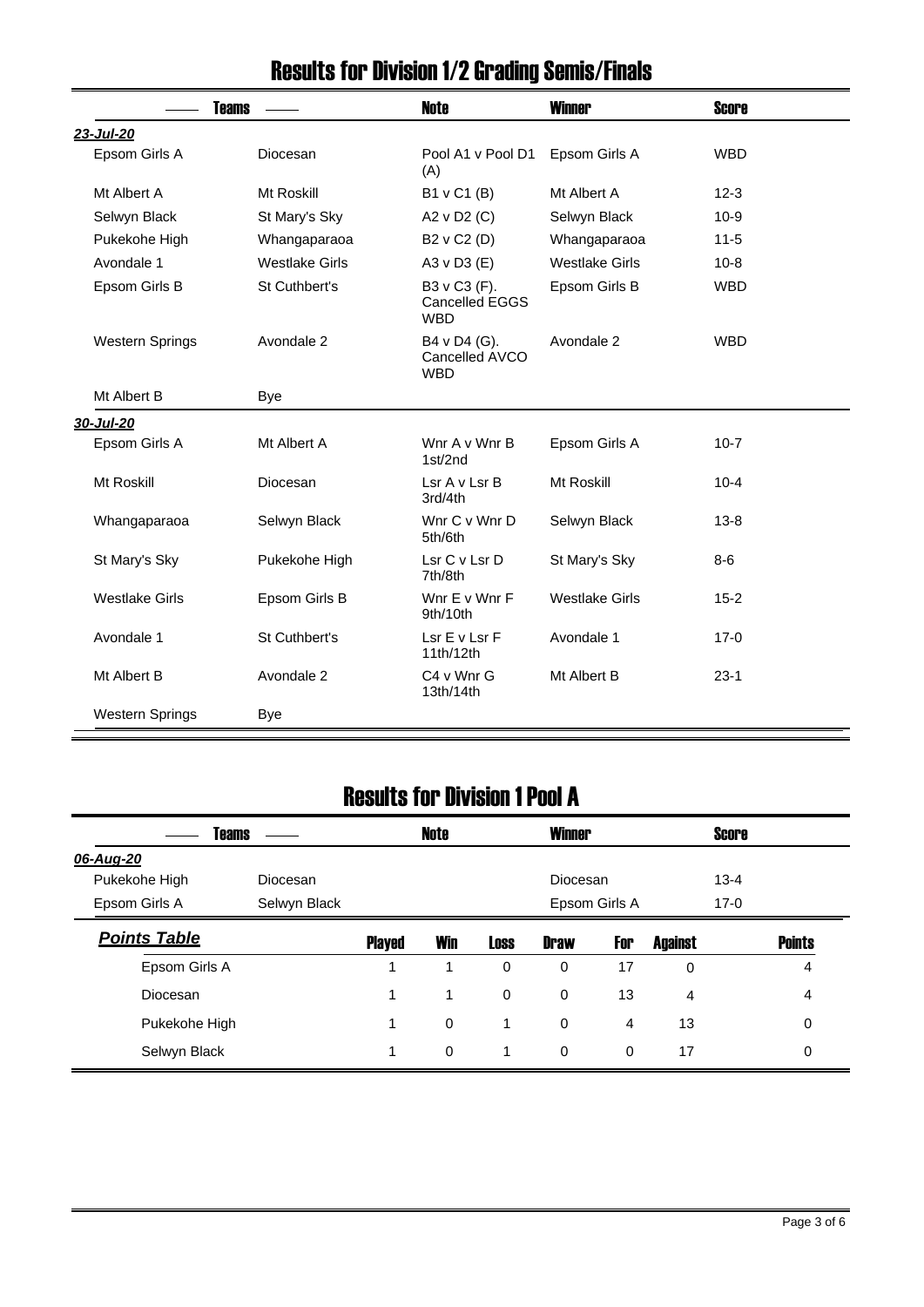# Results for Division 1/2 Grading Semis/Finals

| Teams | | Note | Winner | Score |
|---|---|---|---|---|
| ***23-Jul-20*** | | | | |
| Epsom Girls A | Diocesan | Pool A1 v Pool D1 (A) | Epsom Girls A | WBD |
| Mt Albert A | Mt Roskill | B1 v C1 (B) | Mt Albert A | 12-3 |
| Selwyn Black | St Mary's Sky | A2 v D2 (C) | Selwyn Black | 10-9 |
| Pukekohe High | Whangaparaoa | B2 v C2 (D) | Whangaparaoa | 11-5 |
| Avondale 1 | Westlake Girls | A3 v D3 (E) | Westlake Girls | 10-8 |
| Epsom Girls B | St Cuthbert's | B3 v C3 (F). Cancelled EGGS WBD | Epsom Girls B | WBD |
| Western Springs | Avondale 2 | B4 v D4 (G). Cancelled AVCO WBD | Avondale 2 | WBD |
| Mt Albert B | Bye | | | |
| ***30-Jul-20*** | | | | |
| Epsom Girls A | Mt Albert A | Wnr A v Wnr B 1st/2nd | Epsom Girls A | 10-7 |
| Mt Roskill | Diocesan | Lsr A v Lsr B 3rd/4th | Mt Roskill | 10-4 |
| Whangaparaoa | Selwyn Black | Wnr C v Wnr D 5th/6th | Selwyn Black | 13-8 |
| St Mary's Sky | Pukekohe High | Lsr C v Lsr D 7th/8th | St Mary's Sky | 8-6 |
| Westlake Girls | Epsom Girls B | Wnr E v Wnr F 9th/10th | Westlake Girls | 15-2 |
| Avondale 1 | St Cuthbert's | Lsr E v Lsr F 11th/12th | Avondale 1 | 17-0 |
| Mt Albert B | Avondale 2 | C4 v Wnr G 13th/14th | Mt Albert B | 23-1 |
| Western Springs | Bye | | | |

# Results for Division 1 Pool A

| Teams | | Note | Winner | Score |
|---|---|---|---|---|
| ***06-Aug-20*** | | | | |
| Pukekohe High | Diocesan | | Diocesan | 13-4 |
| Epsom Girls A | Selwyn Black | | Epsom Girls A | 17-0 |

| ***Points Table*** | Played | Win | Loss | Draw | For | Against | Points |
|---|---|---|---|---|---|---|---|
| Epsom Girls A | 1 | 1 | 0 | 0 | 17 | 0 | 4 |
| Diocesan | 1 | 1 | 0 | 0 | 13 | 4 | 4 |
| Pukekohe High | 1 | 0 | 1 | 0 | 4 | 13 | 0 |
| Selwyn Black | 1 | 0 | 1 | 0 | 0 | 17 | 0 |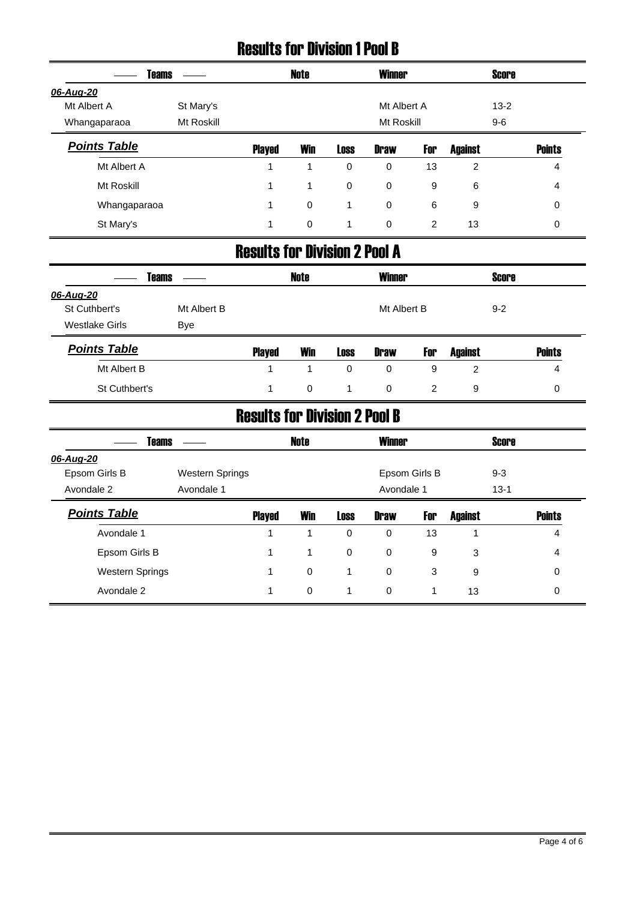# Results for Division 1 Pool B

| —— Teams —— | | Note | Winner | Score |
|---|---|---|---|---|
| ***06-Aug-20*** | | | | |
| Mt Albert A | St Mary's | | Mt Albert A | 13-2 |
| Whangaparaoa | Mt Roskill | | Mt Roskill | 9-6 |

| ***Points Table*** | Played | Win | Loss | Draw | For | Against | Points |
|---|---|---|---|---|---|---|---|
| Mt Albert A | 1 | 1 | 0 | 0 | 13 | 2 | 4 |
| Mt Roskill | 1 | 1 | 0 | 0 | 9 | 6 | 4 |
| Whangaparaoa | 1 | 0 | 1 | 0 | 6 | 9 | 0 |
| St Mary's | 1 | 0 | 1 | 0 | 2 | 13 | 0 |

# Results for Division 2 Pool A

| —— Teams —— | | Note | Winner | Score |
|---|---|---|---|---|
| ***06-Aug-20*** | | | | |
| St Cuthbert's | Mt Albert B | | Mt Albert B | 9-2 |
| Westlake Girls | Bye | | | |

| ***Points Table*** | Played | Win | Loss | Draw | For | Against | Points |
|---|---|---|---|---|---|---|---|
| Mt Albert B | 1 | 1 | 0 | 0 | 9 | 2 | 4 |
| St Cuthbert's | 1 | 0 | 1 | 0 | 2 | 9 | 0 |

# Results for Division 2 Pool B

| —— Teams —— | | Note | Winner | Score |
|---|---|---|---|---|
| ***06-Aug-20*** | | | | |
| Epsom Girls B | Western Springs | | Epsom Girls B | 9-3 |
| Avondale 2 | Avondale 1 | | Avondale 1 | 13-1 |

| ***Points Table*** | Played | Win | Loss | Draw | For | Against | Points |
|---|---|---|---|---|---|---|---|
| Avondale 1 | 1 | 1 | 0 | 0 | 13 | 1 | 4 |
| Epsom Girls B | 1 | 1 | 0 | 0 | 9 | 3 | 4 |
| Western Springs | 1 | 0 | 1 | 0 | 3 | 9 | 0 |
| Avondale 2 | 1 | 0 | 1 | 0 | 1 | 13 | 0 |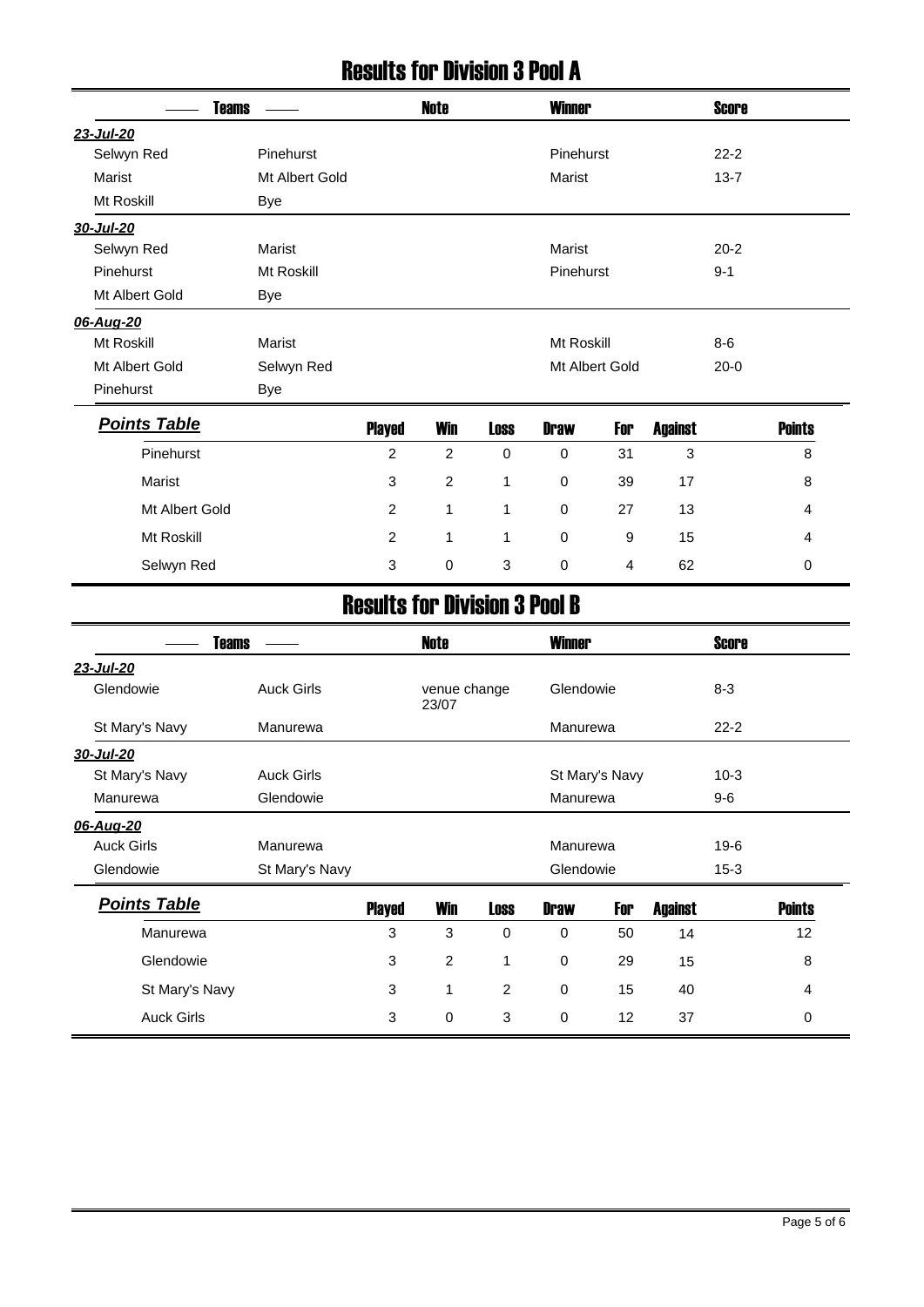# Results for Division 3 Pool A

| Teams | | Note | Winner | Score |
|---|---|---|---|---|
| ***23-Jul-20*** | | | | |
| Selwyn Red | Pinehurst | | Pinehurst | 22-2 |
| Marist | Mt Albert Gold | | Marist | 13-7 |
| Mt Roskill | Bye | | | |
| ***30-Jul-20*** | | | | |
| Selwyn Red | Marist | | Marist | 20-2 |
| Pinehurst | Mt Roskill | | Pinehurst | 9-1 |
| Mt Albert Gold | Bye | | | |
| ***06-Aug-20*** | | | | |
| Mt Roskill | Marist | | Mt Roskill | 8-6 |
| Mt Albert Gold | Selwyn Red | | Mt Albert Gold | 20-0 |
| Pinehurst | Bye | | | |

| ***Points Table*** | Played | Win | Loss | Draw | For | Against | Points |
|---|---|---|---|---|---|---|---|
| Pinehurst | 2 | 2 | 0 | 0 | 31 | 3 | 8 |
| Marist | 3 | 2 | 1 | 0 | 39 | 17 | 8 |
| Mt Albert Gold | 2 | 1 | 1 | 0 | 27 | 13 | 4 |
| Mt Roskill | 2 | 1 | 1 | 0 | 9 | 15 | 4 |
| Selwyn Red | 3 | 0 | 3 | 0 | 4 | 62 | 0 |

# Results for Division 3 Pool B

| Teams | | Note | Winner | Score |
|---|---|---|---|---|
| ***23-Jul-20*** | | | | |
| Glendowie | Auck Girls | venue change 23/07 | Glendowie | 8-3 |
| St Mary's Navy | Manurewa | | Manurewa | 22-2 |
| ***30-Jul-20*** | | | | |
| St Mary's Navy | Auck Girls | | St Mary's Navy | 10-3 |
| Manurewa | Glendowie | | Manurewa | 9-6 |
| ***06-Aug-20*** | | | | |
| Auck Girls | Manurewa | | Manurewa | 19-6 |
| Glendowie | St Mary's Navy | | Glendowie | 15-3 |

| ***Points Table*** | Played | Win | Loss | Draw | For | Against | Points |
|---|---|---|---|---|---|---|---|
| Manurewa | 3 | 3 | 0 | 0 | 50 | 14 | 12 |
| Glendowie | 3 | 2 | 1 | 0 | 29 | 15 | 8 |
| St Mary's Navy | 3 | 1 | 2 | 0 | 15 | 40 | 4 |
| Auck Girls | 3 | 0 | 3 | 0 | 12 | 37 | 0 |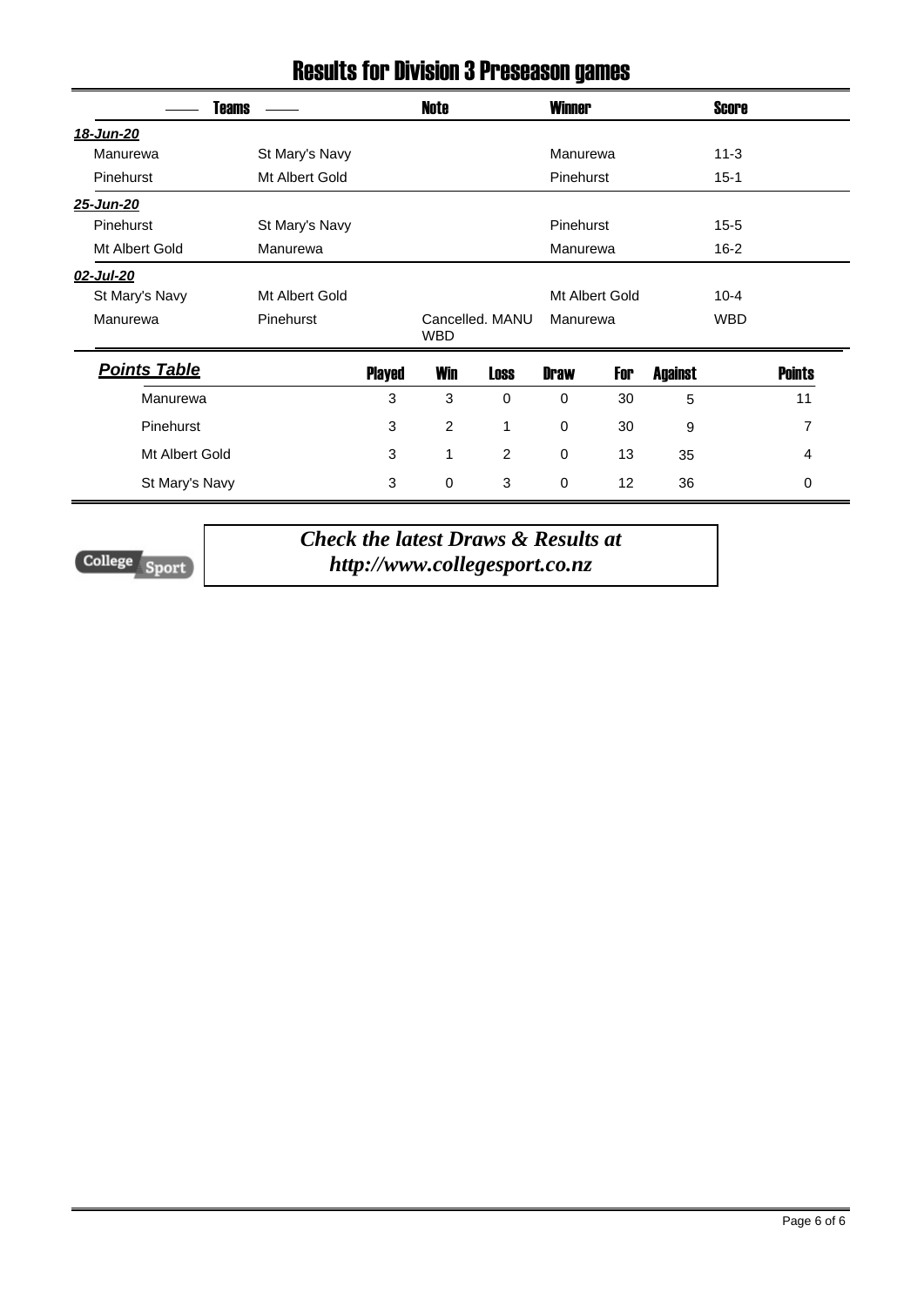# Results for Division 3 Preseason games

| Teams | | Note | Winner | Score |
|---|---|---|---|---|
| ***18-Jun-20*** | | | | |
| Manurewa | St Mary's Navy | | Manurewa | 11-3 |
| Pinehurst | Mt Albert Gold | | Pinehurst | 15-1 |
| ***25-Jun-20*** | | | | |
| Pinehurst | St Mary's Navy | | Pinehurst | 15-5 |
| Mt Albert Gold | Manurewa | | Manurewa | 16-2 |
| ***02-Jul-20*** | | | | |
| St Mary's Navy | Mt Albert Gold | | Mt Albert Gold | 10-4 |
| Manurewa | Pinehurst | Cancelled. MANU WBD | Manurewa | WBD |

## *Points Table*

| | Played | Win | Loss | Draw | For | Against | Points |
|---|---|---|---|---|---|---|---|
| Manurewa | 3 | 3 | 0 | 0 | 30 | 5 | 11 |
| Pinehurst | 3 | 2 | 1 | 0 | 30 | 9 | 7 |
| Mt Albert Gold | 3 | 1 | 2 | 0 | 13 | 35 | 4 |
| St Mary's Navy | 3 | 0 | 3 | 0 | 12 | 36 | 0 |

College Sport

***Check the latest Draws & Results at http://www.collegesport.co.nz***